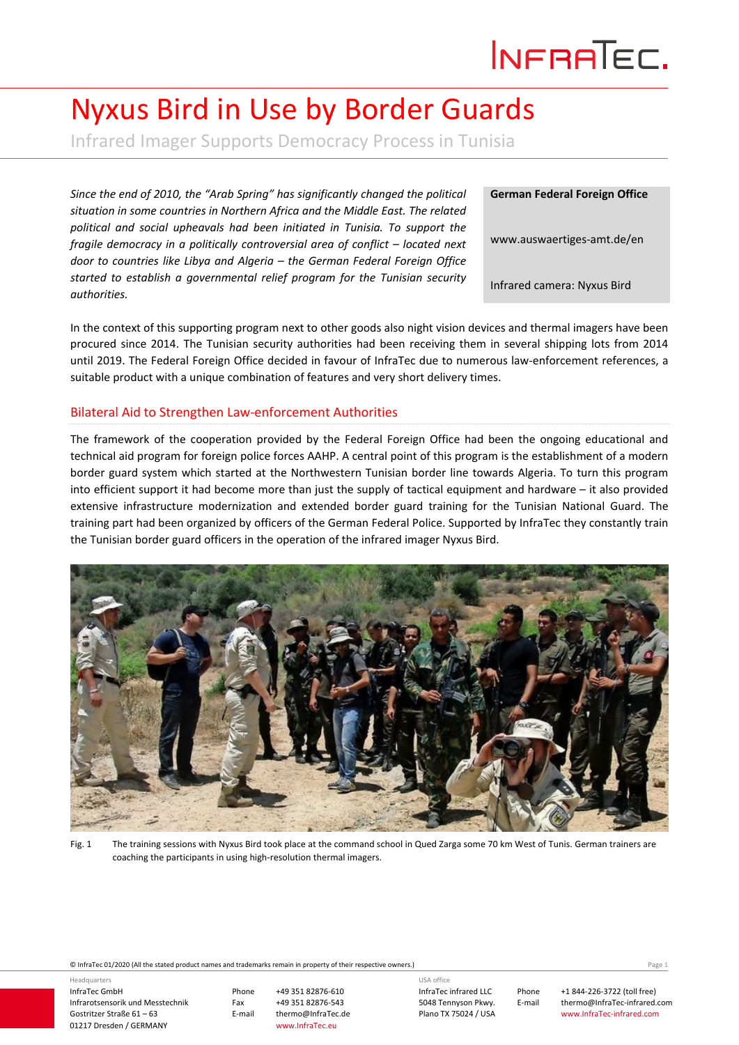# Nyxus Bird in Use by Border Guards

Infrared Imager Supports Democracy Process in Tunisia

*Since the end of 2010, the "Arab Spring" has significantly changed the political situation in some countries in Northern Africa and the Middle East. The related political and social upheavals had been initiated in Tunisia. To support the fragile democracy in a politically controversial area of conflict – located next door to countries like Libya and Algeria – the German Federal Foreign Office started to establish a governmental relief program for the Tunisian security authorities.*

**German Federal Foreign Office**

www.auswaertiges-amt.de/en

Infrared camera: Nyxus Bird

In the context of this supporting program next to other goods also night vision devices and thermal imagers have been procured since 2014. The Tunisian security authorities had been receiving them in several shipping lots from 2014 until 2019. The Federal Foreign Office decided in favour of InfraTec due to numerous law-enforcement references, a suitable product with a unique combination of features and very short delivery times.

## Bilateral Aid to Strengthen Law-enforcement Authorities

The framework of the cooperation provided by the Federal Foreign Office had been the ongoing educational and technical aid program for foreign police forces AAHP. A central point of this program is the establishment of a modern border guard system which started at the Northwestern Tunisian border line towards Algeria. To turn this program into efficient support it had become more than just the supply of tactical equipment and hardware – it also provided extensive infrastructure modernization and extended border guard training for the Tunisian National Guard. The training part had been organized by officers of the German Federal Police. Supported by InfraTec they constantly train the Tunisian border guard officers in the operation of the infrared imager Nyxus Bird.

Fig. 1 The training sessions with Nyxus Bird took place at the command school in Qued Zarga some 70 km West of Tunis. German trainers are coaching the participants in using high-resolution thermal imagers.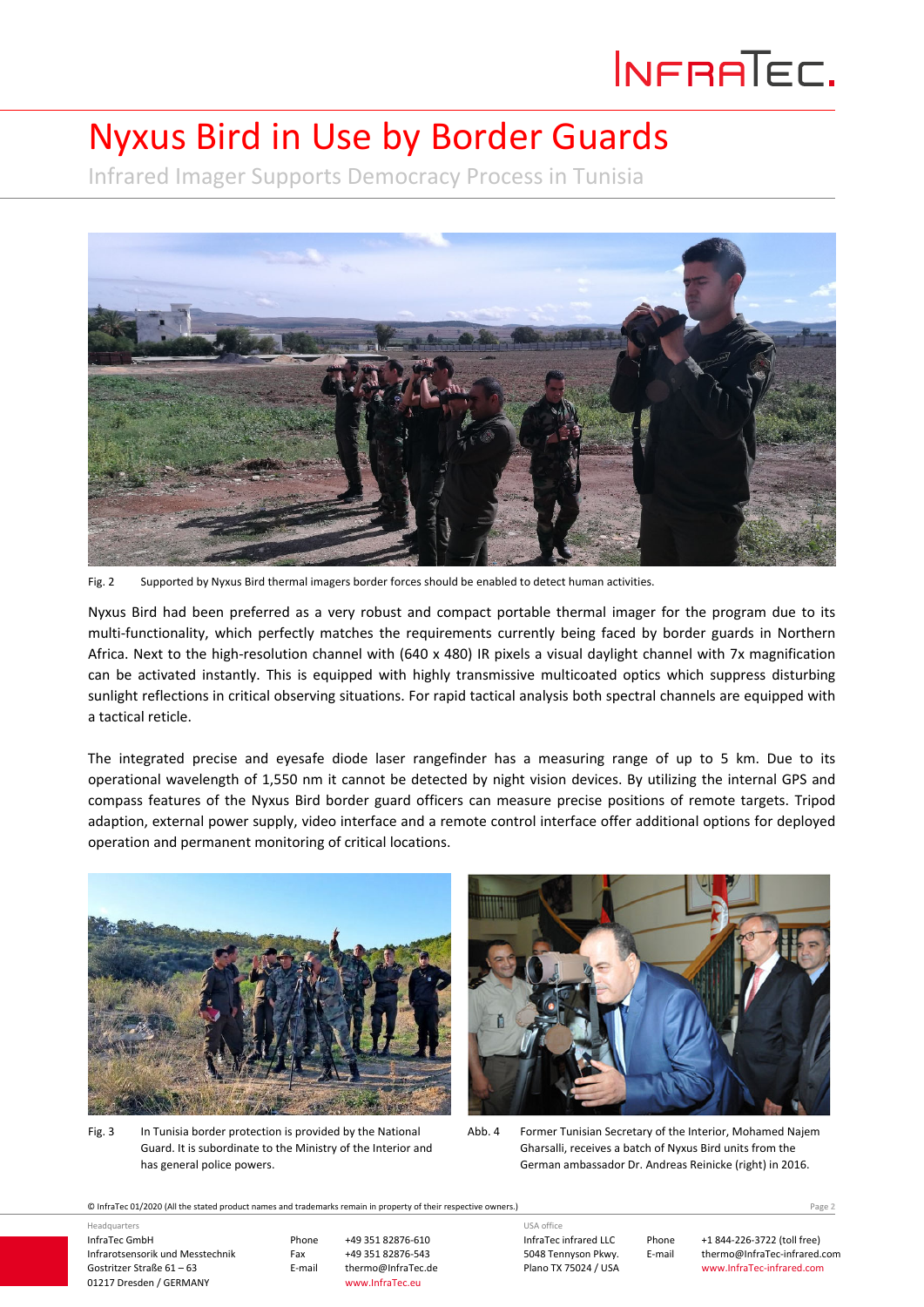# Nyxus Bird in Use by Border Guards

Infrared Imager Supports Democracy Process in Tunisia

Fig. 2 Supported by Nyxus Bird thermal imagers border forces should be enabled to detect human activities.

Nyxus Bird had been preferred as a very robust and compact portable thermal imager for the program due to its multi-functionality, which perfectly matches the requirements currently being faced by border guards in Northern Africa. Next to the high-resolution channel with (640 x 480) IR pixels a visual daylight channel with 7x magnification can be activated instantly. This is equipped with highly transmissive multicoated optics which suppress disturbing sunlight reflections in critical observing situations. For rapid tactical analysis both spectral channels are equipped with a tactical reticle.

The integrated precise and eyesafe diode laser rangefinder has a measuring range of up to 5 km. Due to its operational wavelength of 1,550 nm it cannot be detected by night vision devices. By utilizing the internal GPS and compass features of the Nyxus Bird border guard officers can measure precise positions of remote targets. Tripod adaption, external power supply, video interface and a remote control interface offer additional options for deployed operation and permanent monitoring of critical locations.

Fig. 3 In Tunisia border protection is provided by the National Guard. It is subordinate to the Ministry of the Interior and has general police powers.

Abb. 4 Former Tunisian Secretary of the Interior, Mohamed Najem Gharsalli, receives a batch of Nyxus Bird units from the German ambassador Dr. Andreas Reinicke (right) in 2016.

© InfraTec 01/2020 (All the stated product names and trademarks remain in property of their respective owners.)

Headquarters
InfraTec GmbH
Infrarotsensorik und Messtechnik
Gostritzer Straße 61 – 63
01217 Dresden / GERMANY

Phone +49 351 82876-610
Fax +49 351 82876-543
E-mail thermo@InfraTec.de
www.InfraTec.eu

USA office
InfraTec infrared LLC
5048 Tennyson Pkwy.
Plano TX 75024 / USA

Phone +1 844-226-3722 (toll free)
E-mail thermo@InfraTec-infrared.com
www.InfraTec-infrared.com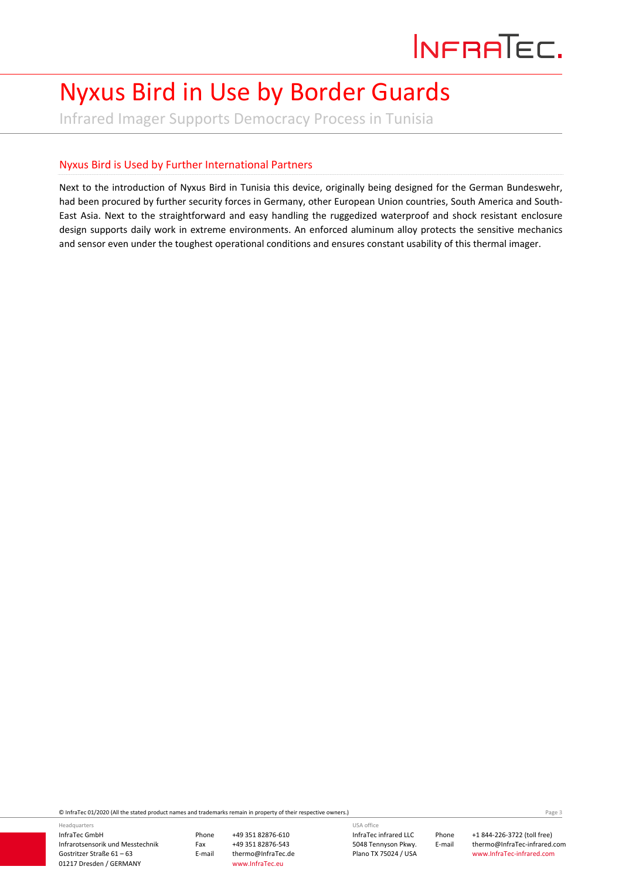# Nyxus Bird in Use by Border Guards

Infrared Imager Supports Democracy Process in Tunisia

## Nyxus Bird is Used by Further International Partners

Next to the introduction of Nyxus Bird in Tunisia this device, originally being designed for the German Bundeswehr, had been procured by further security forces in Germany, other European Union countries, South America and South-East Asia. Next to the straightforward and easy handling the ruggedized waterproof and shock resistant enclosure design supports daily work in extreme environments. An enforced aluminum alloy protects the sensitive mechanics and sensor even under the toughest operational conditions and ensures constant usability of this thermal imager.